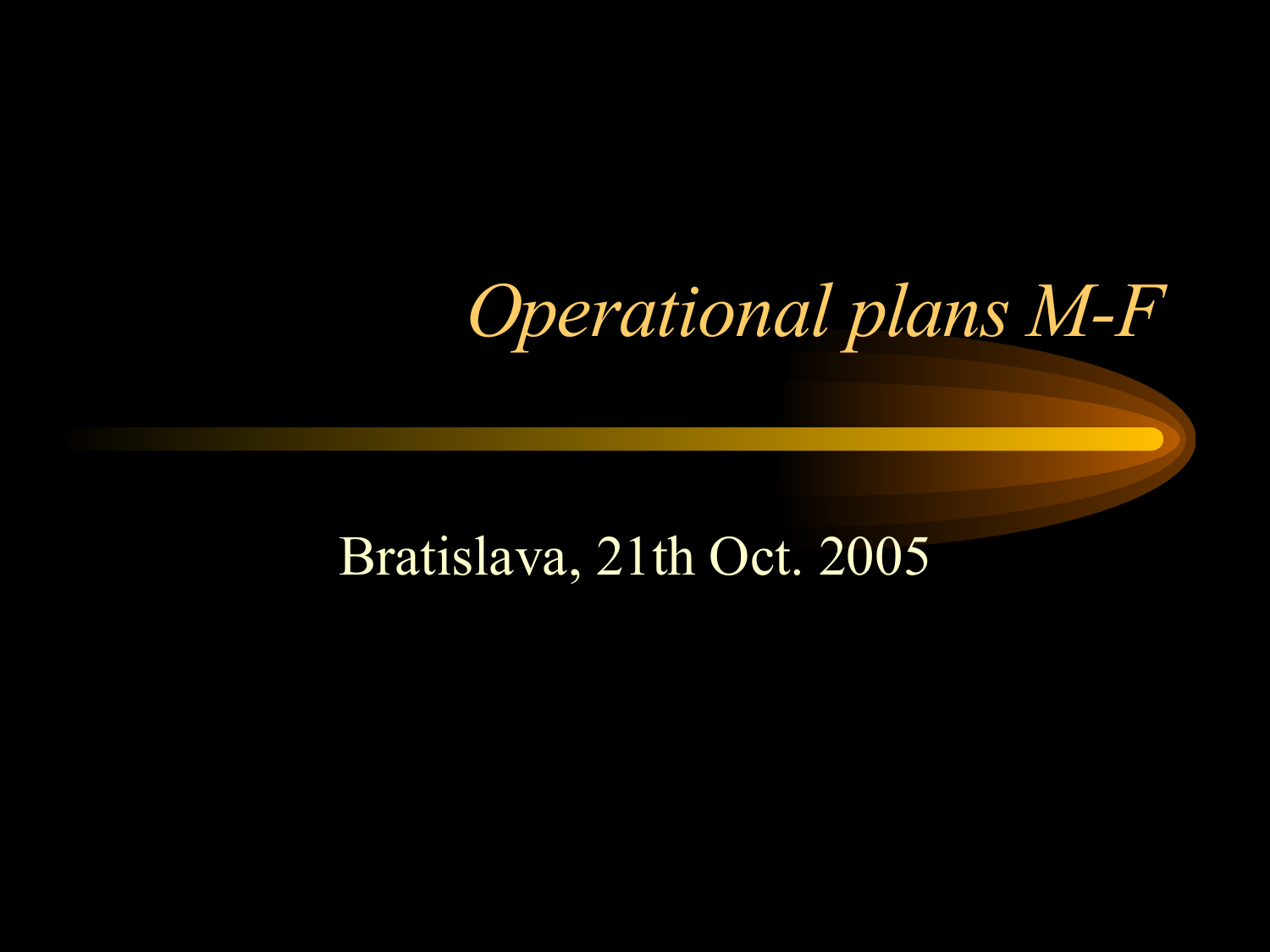# *Operational plans M-F*

Bratislava, 21th Oct. 2005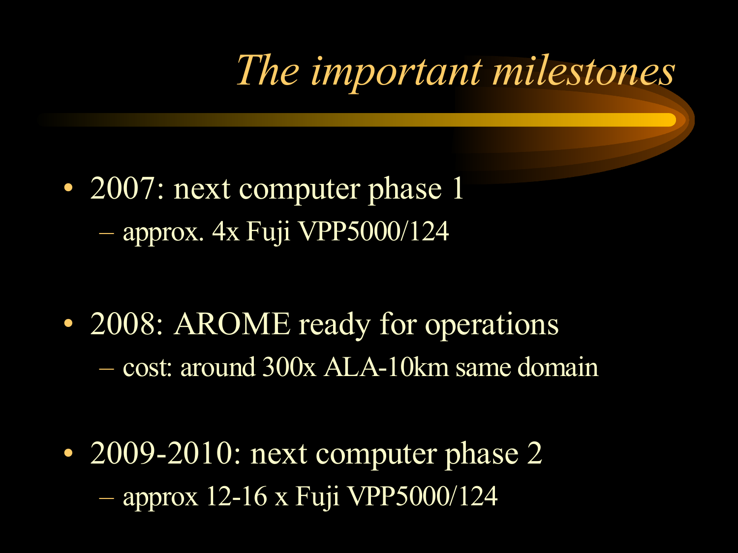# *The important milestones*

- 2007: next computer phase 1
  - approx. 4x Fuji VPP5000/124
- 2008: AROME ready for operations
  - cost: around 300x ALA-10km same domain
- 2009-2010: next computer phase 2
  - approx 12-16 x Fuji VPP5000/124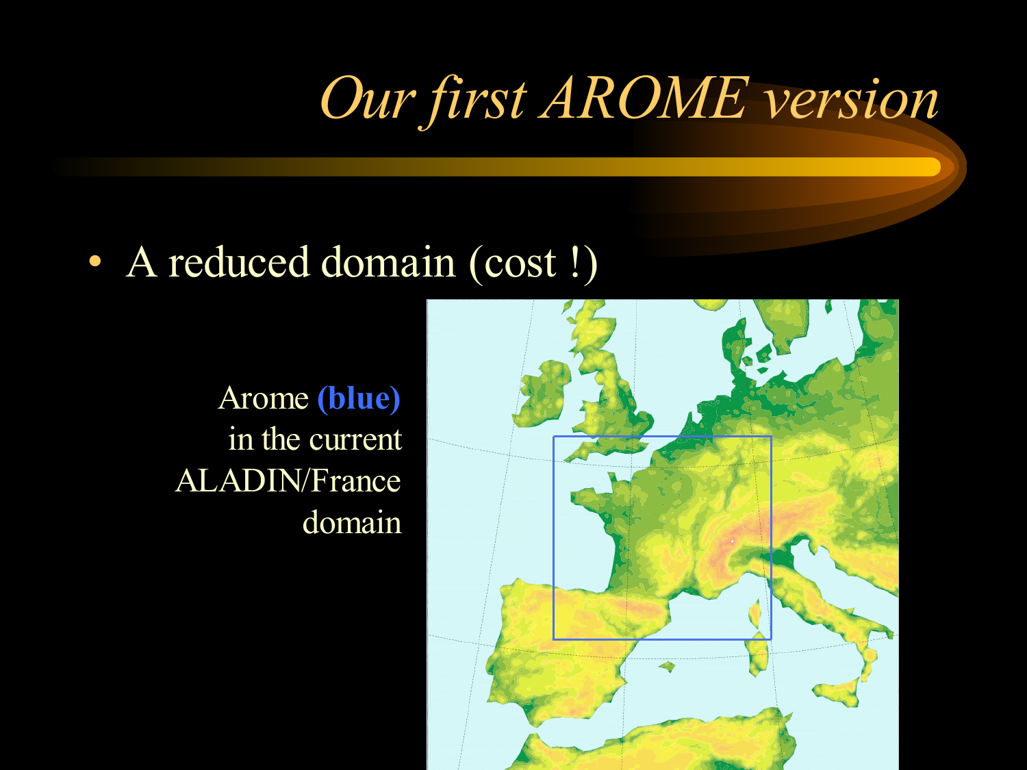# *Our first AROME version*

- A reduced domain (cost !)

Arome **(blue)** in the current ALADIN/France domain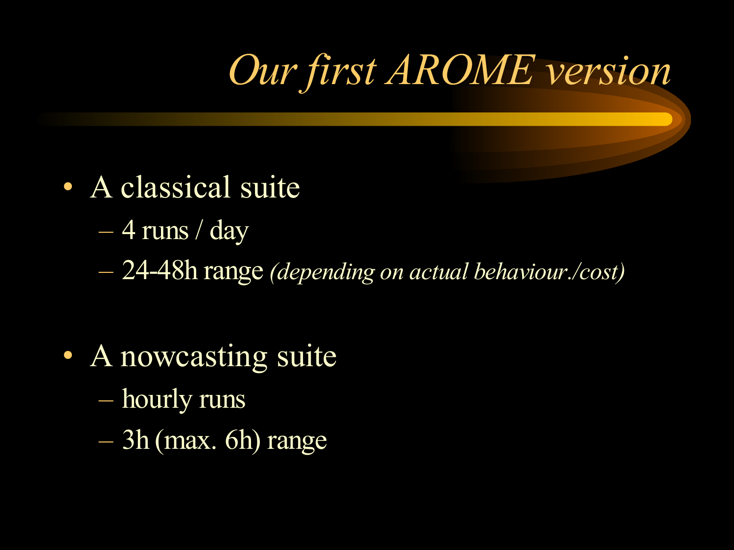# *Our first AROME version*

- A classical suite
  - 4 runs / day
  - 24-48h range *(depending on actual behaviour./cost)*
- A nowcasting suite
  - hourly runs
  - 3h (max. 6h) range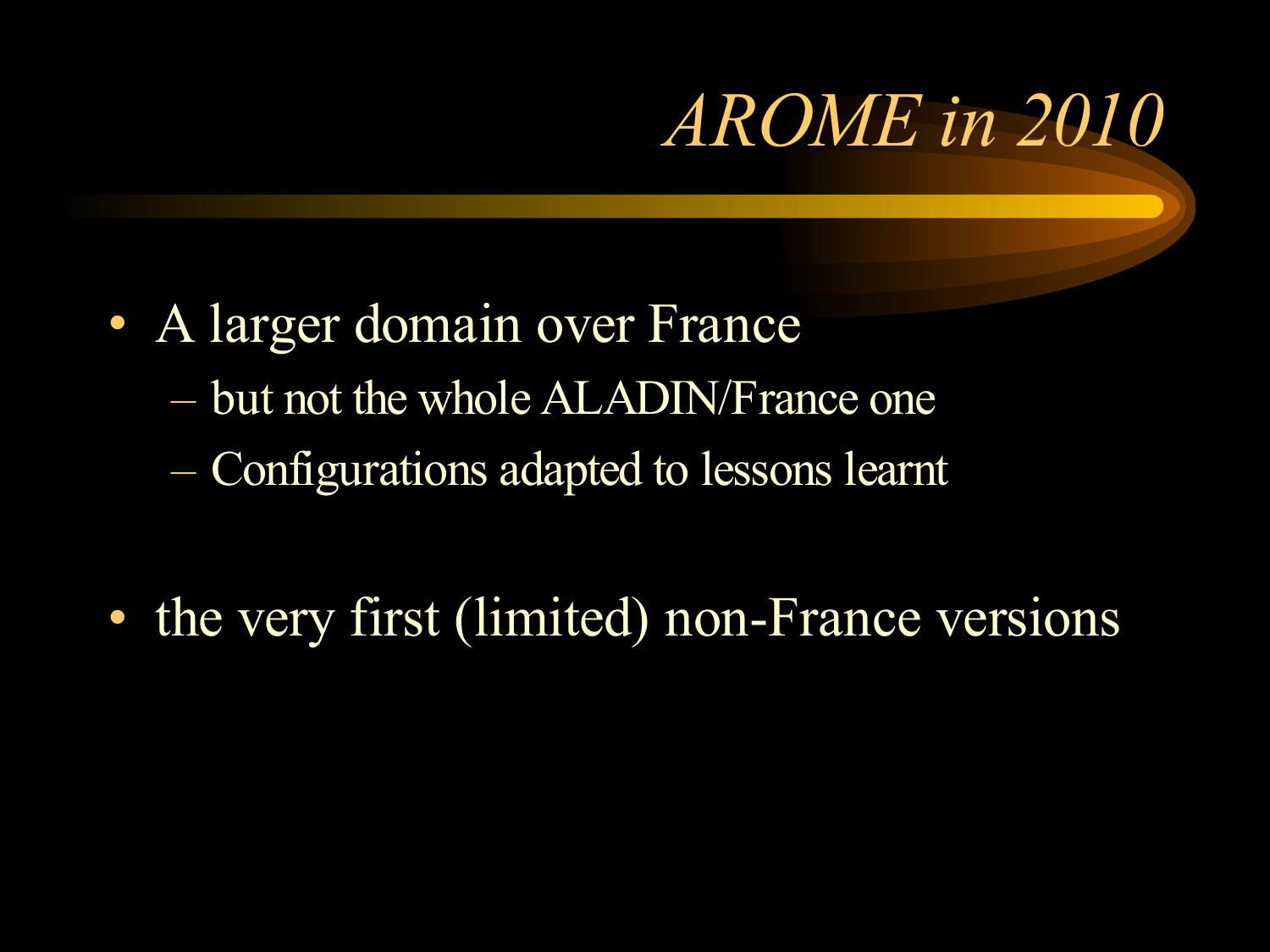# *AROME in 2010*

- A larger domain over France
  - but not the whole ALADIN/France one
  - Configurations adapted to lessons learnt
- the very first (limited) non-France versions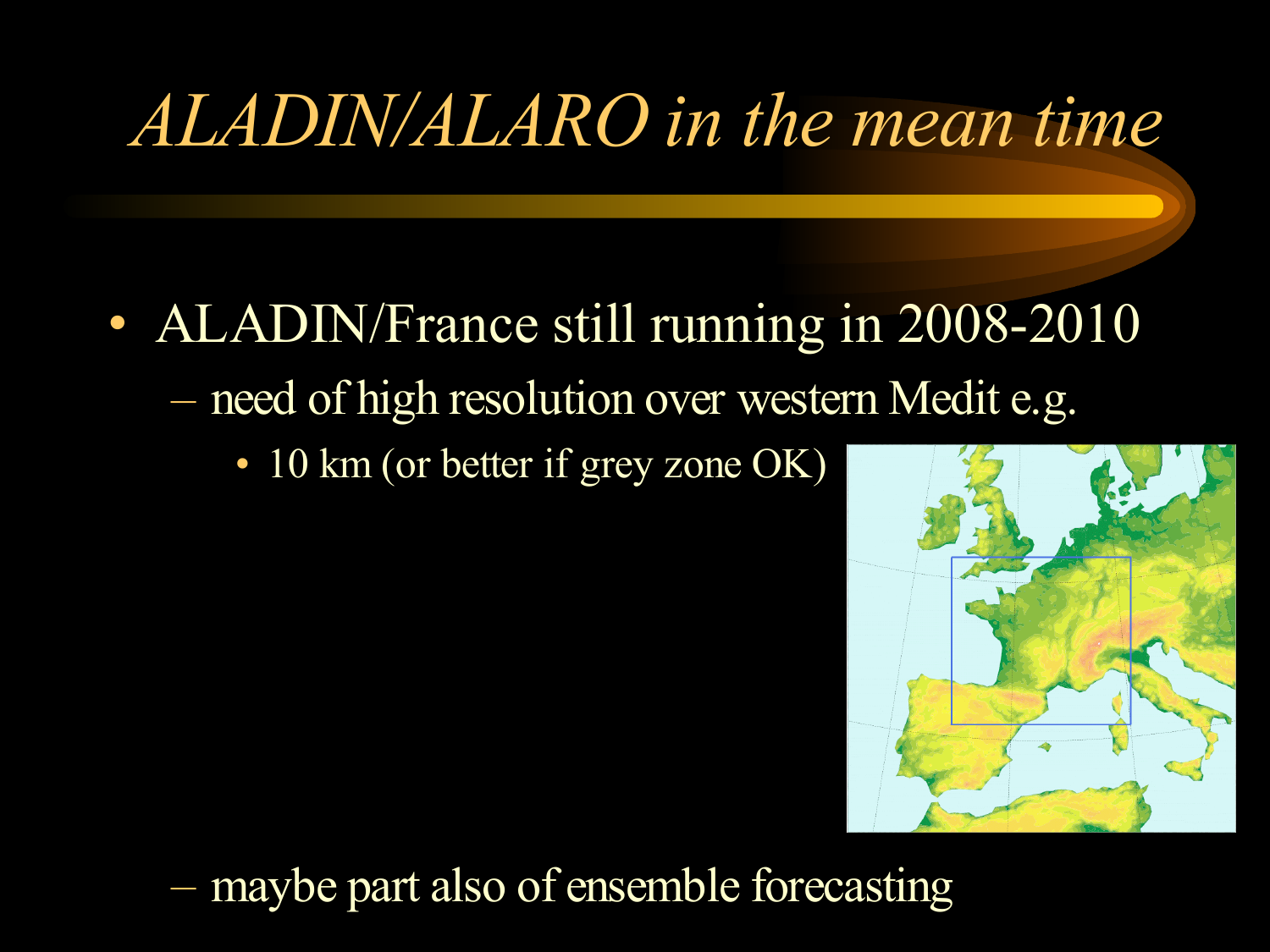# *ALADIN/ALARO in the mean time*

- ALADIN/France still running in 2008-2010
  - need of high resolution over western Medit e.g.
    - 10 km (or better if grey zone OK)
  - maybe part also of ensemble forecasting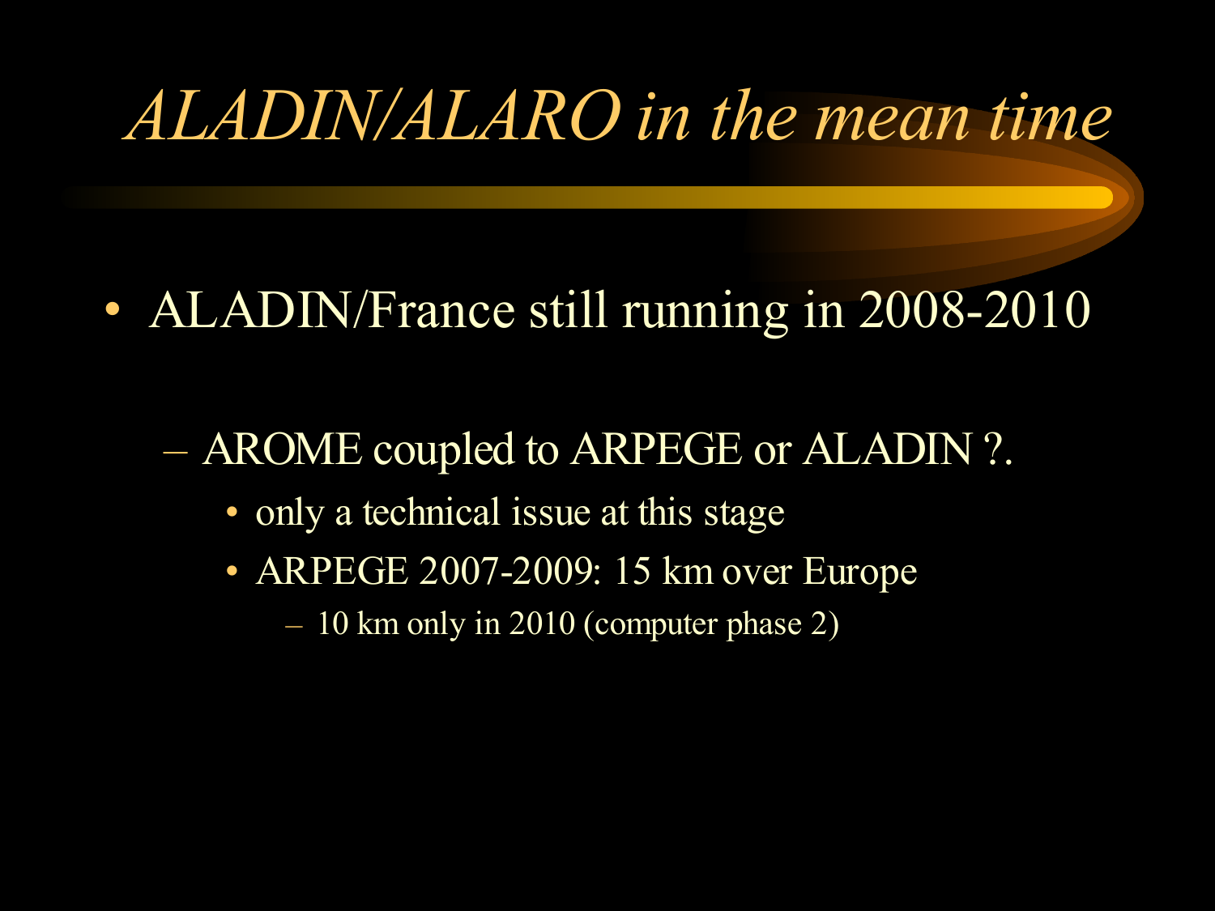# *ALADIN/ALARO in the mean time*

- ALADIN/France still running in 2008-2010
  - AROME coupled to ARPEGE or ALADIN ?.
    - only a technical issue at this stage
    - ARPEGE 2007-2009: 15 km over Europe
      - 10 km only in 2010 (computer phase 2)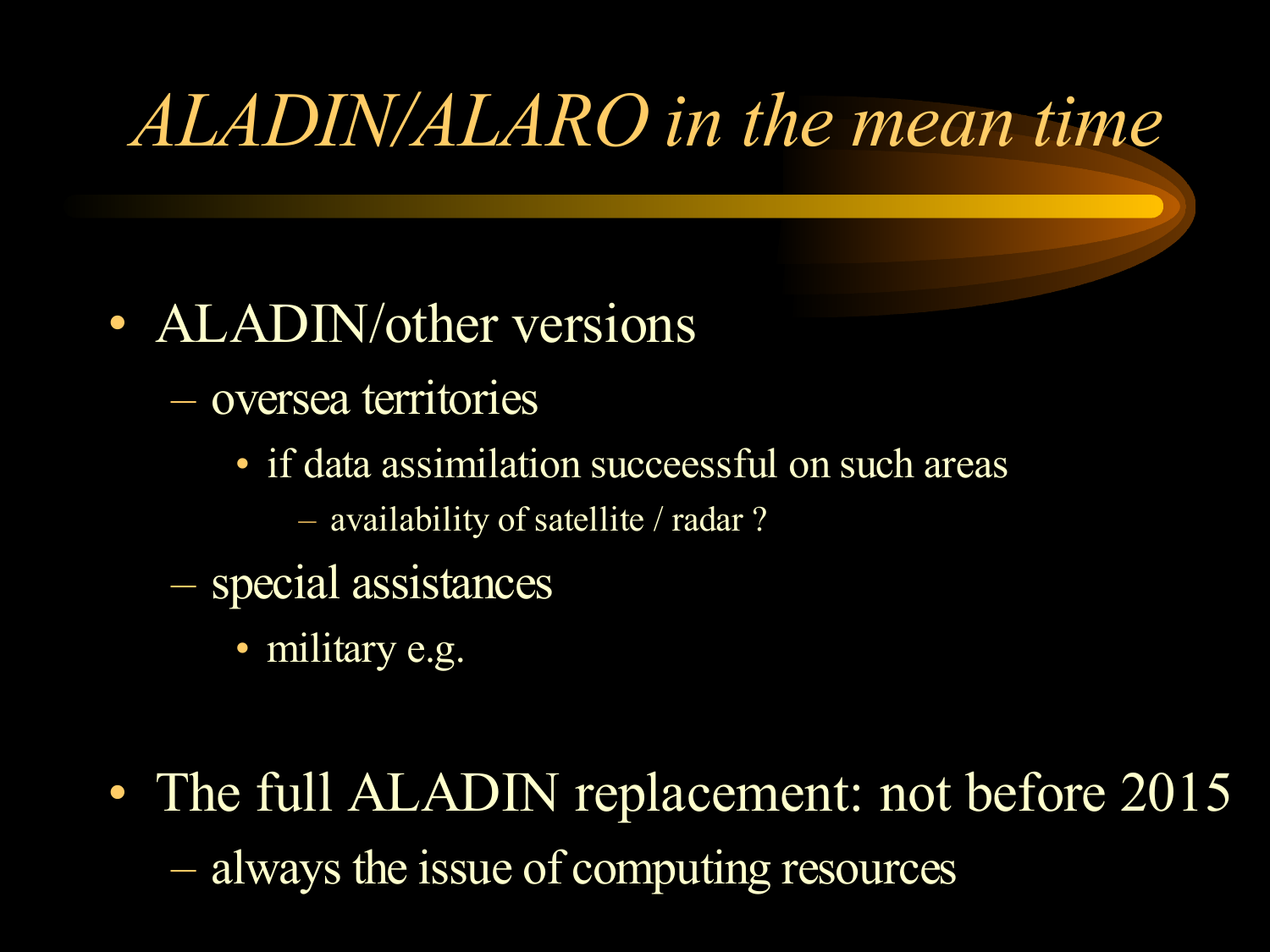# *ALADIN/ALARO in the mean time*

- ALADIN/other versions
  - oversea territories
    - if data assimilation succeessful on such areas
      - availability of satellite / radar ?
  - special assistances
    - military e.g.

- The full ALADIN replacement: not before 2015
  - always the issue of computing resources